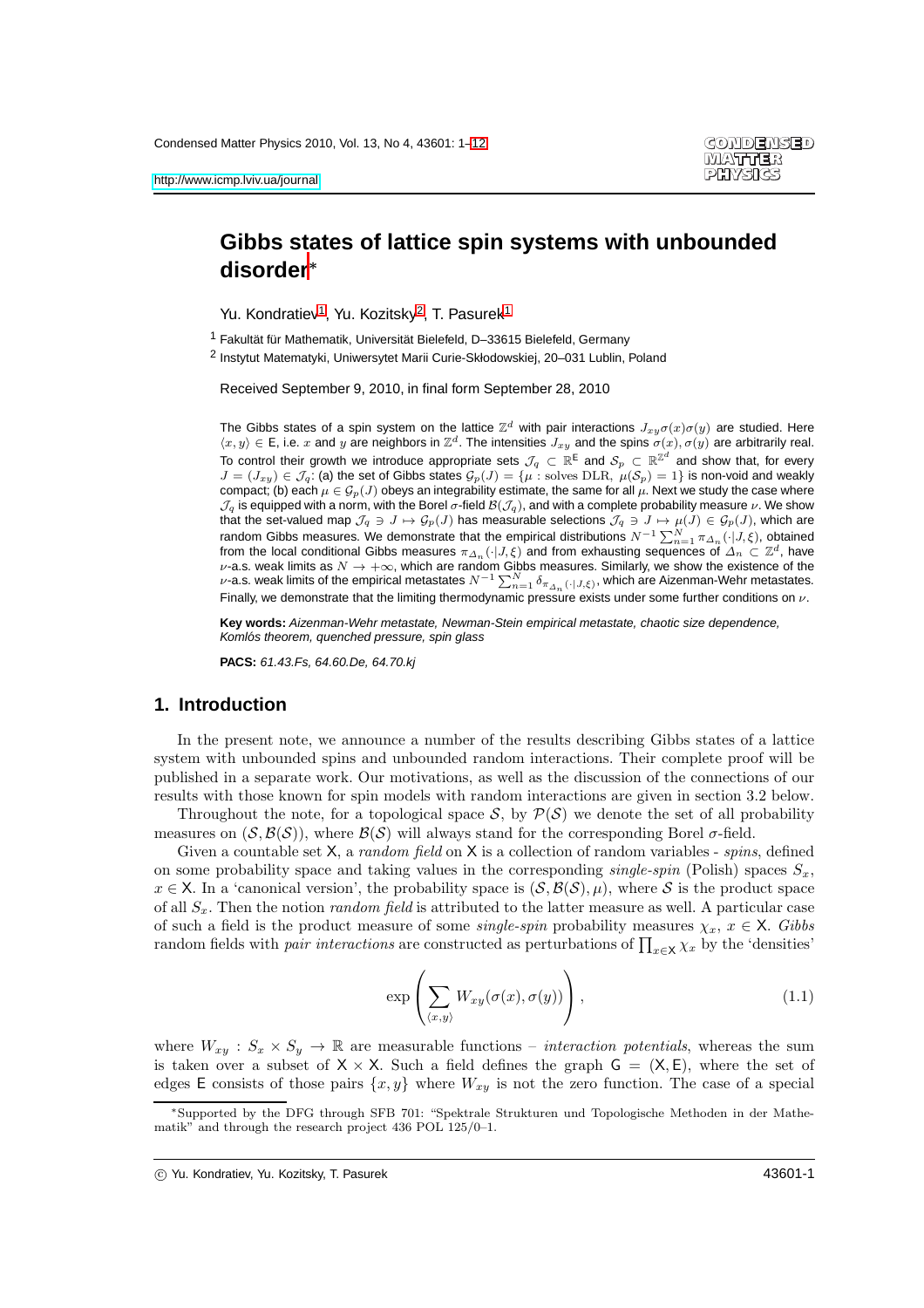# Gibbs states of lattice spin systems with unbounded disorder*

Yu. Kondratiev[1], Yu. Kozitsky[2], T. Pasurek[1]

[1] Fakultät für Mathematik, Universität Bielefeld, D–33615 Bielefeld, Germany

[2] Instytut Matematyki, Uniwersytet Marii Curie-Skłodowskiej, 20–031 Lublin, Poland

Received September 9, 2010, in final form September 28, 2010

The Gibbs states of a spin system on the lattice $\mathbb{Z}^d$ with pair interactions $J_{xy}\sigma(x)\sigma(y)$ are studied. Here $\langle x, y\rangle \in \mathsf{E}$, i.e. $x$ and $y$ are neighbors in $\mathbb{Z}^d$. The intensities $J_{xy}$ and the spins $\sigma(x), \sigma(y)$ are arbitrarily real. To control their growth we introduce appropriate sets $\mathcal{J}_q \subset \mathbb{R}^{\mathsf{E}}$ and $\mathcal{S}_p \subset \mathbb{R}^{\mathbb{Z}^d}$ and show that, for every $J = (J_{xy}) \in \mathcal{J}_q$: (a) the set of Gibbs states $\mathcal{G}_p(J) = \{\mu : \text{solves DLR}, \ \mu(\mathcal{S}_p) = 1\}$ is non-void and weakly compact; (b) each $\mu \in \mathcal{G}_p(J)$ obeys an integrability estimate, the same for all $\mu$. Next we study the case where $\mathcal{J}_q$ is equipped with a norm, with the Borel $\sigma$-field $\mathcal{B}(\mathcal{J}_q)$, and with a complete probability measure $\nu$. We show that the set-valued map $\mathcal{J}_q \ni J \mapsto \mathcal{G}_p(J)$ has measurable selections $\mathcal{J}_q \ni J \mapsto \mu(J) \in \mathcal{G}_p(J)$, which are random Gibbs measures. We demonstrate that the empirical distributions $N^{-1}\sum_{n=1}^{N}\pi_{\Delta_n}(\cdot|J,\xi)$, obtained from the local conditional Gibbs measures $\pi_{\Delta_n}(\cdot|J,\xi)$ and from exhausting sequences of $\Delta_n \subset \mathbb{Z}^d$, have $\nu$-a.s. weak limits as $N \to +\infty$, which are random Gibbs measures. Similarly, we show the existence of the $\nu$-a.s. weak limits of the empirical metastates $N^{-1}\sum_{n=1}^{N}\delta_{\pi_{\Delta_n}(\cdot|J,\xi)}$, which are Aizenman-Wehr metastates. Finally, we demonstrate that the limiting thermodynamic pressure exists under some further conditions on $\nu$.

**Key words:** *Aizenman-Wehr metastate, Newman-Stein empirical metastate, chaotic size dependence, Komlós theorem, quenched pressure, spin glass*

**PACS:** *61.43.Fs, 64.60.De, 64.70.kj*

## 1. Introduction

In the present note, we announce a number of the results describing Gibbs states of a lattice system with unbounded spins and unbounded random interactions. Their complete proof will be published in a separate work. Our motivations, as well as the discussion of the connections of our results with those known for spin models with random interactions are given in section 3.2 below.

Throughout the note, for a topological space $\mathcal{S}$, by $\mathcal{P}(\mathcal{S})$ we denote the set of all probability measures on $(\mathcal{S}, \mathcal{B}(\mathcal{S}))$, where $\mathcal{B}(\mathcal{S})$ will always stand for the corresponding Borel $\sigma$-field.

Given a countable set $\mathsf{X}$, a *random field* on $\mathsf{X}$ is a collection of random variables - *spins*, defined on some probability space and taking values in the corresponding *single-spin* (Polish) spaces $S_x$, $x \in \mathsf{X}$. In a 'canonical version', the probability space is $(\mathcal{S}, \mathcal{B}(\mathcal{S}), \mu)$, where $\mathcal{S}$ is the product space of all $S_x$. Then the notion *random field* is attributed to the latter measure as well. A particular case of such a field is the product measure of some *single-spin* probability measures $\chi_x$, $x \in \mathsf{X}$. *Gibbs* random fields with *pair interactions* are constructed as perturbations of $\prod_{x\in\mathsf{X}}\chi_x$ by the 'densities'

$$\exp\left(\sum_{\langle x,y\rangle} W_{xy}(\sigma(x), \sigma(y))\right), \tag{1.1}$$

where $W_{xy} : S_x \times S_y \to \mathbb{R}$ are measurable functions – *interaction potentials*, whereas the sum is taken over a subset of $\mathsf{X} \times \mathsf{X}$. Such a field defines the graph $\mathsf{G} = (\mathsf{X}, \mathsf{E})$, where the set of edges $\mathsf{E}$ consists of those pairs $\{x, y\}$ where $W_{xy}$ is not the zero function. The case of a special

---

*Supported by the DFG through SFB 701: "Spektrale Strukturen und Topologische Methoden in der Mathematik" and through the research project 436 POL 125/0–1.

© Yu. Kondratiev, Yu. Kozitsky, T. Pasurek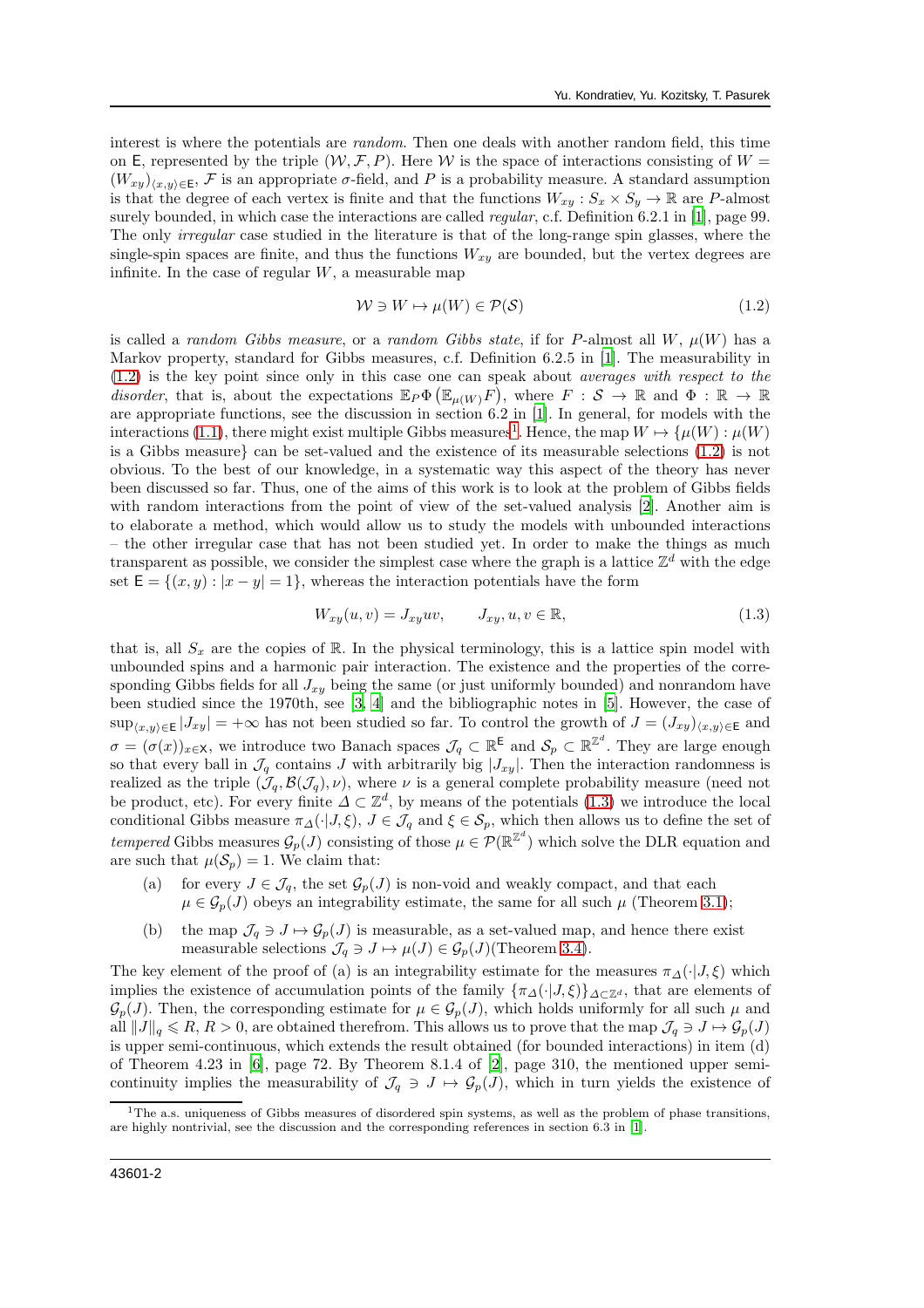interest is where the potentials are *random*. Then one deals with another random field, this time on $\mathsf{E}$, represented by the triple $(\mathcal{W}, \mathcal{F}, P)$. Here $\mathcal{W}$ is the space of interactions consisting of $W = (W_{xy})_{\langle x,y \rangle \in \mathsf{E}}$, $\mathcal{F}$ is an appropriate $\sigma$-field, and $P$ is a probability measure. A standard assumption is that the degree of each vertex is finite and that the functions $W_{xy} : S_x \times S_y \to \mathbb{R}$ are $P$-almost surely bounded, in which case the interactions are called *regular*, c.f. Definition 6.2.1 in [1], page 99. The only *irregular* case studied in the literature is that of the long-range spin glasses, where the single-spin spaces are finite, and thus the functions $W_{xy}$ are bounded, but the vertex degrees are infinite. In the case of regular $W$, a measurable map

$$\mathcal{W} \ni W \mapsto \mu(W) \in \mathcal{P}(\mathcal{S}) \tag{1.2}$$

is called a *random Gibbs measure*, or a *random Gibbs state*, if for $P$-almost all $W$, $\mu(W)$ has a Markov property, standard for Gibbs measures, c.f. Definition 6.2.5 in [1]. The measurability in (1.2) is the key point since only in this case one can speak about *averages with respect to the disorder*, that is, about the expectations $\mathbb{E}_P \Phi\big(\mathbb{E}_{\mu(W)} F\big)$, where $F : \mathcal{S} \to \mathbb{R}$ and $\Phi : \mathbb{R} \to \mathbb{R}$ are appropriate functions, see the discussion in section 6.2 in [1]. In general, for models with the interactions (1.1), there might exist multiple Gibbs measures[1]. Hence, the map $W \mapsto \{\mu(W) : \mu(W)$ is a Gibbs measure$\}$ can be set-valued and the existence of its measurable selections (1.2) is not obvious. To the best of our knowledge, in a systematic way this aspect of the theory has never been discussed so far. Thus, one of the aims of this work is to look at the problem of Gibbs fields with random interactions from the point of view of the set-valued analysis [2]. Another aim is to elaborate a method, which would allow us to study the models with unbounded interactions – the other irregular case that has not been studied yet. In order to make the things as much transparent as possible, we consider the simplest case where the graph is a lattice $\mathbb{Z}^d$ with the edge set $\mathsf{E} = \{(x, y) : |x - y| = 1\}$, whereas the interaction potentials have the form

$$W_{xy}(u, v) = J_{xy} uv, \qquad J_{xy}, u, v \in \mathbb{R}, \tag{1.3}$$

that is, all $S_x$ are the copies of $\mathbb{R}$. In the physical terminology, this is a lattice spin model with unbounded spins and a harmonic pair interaction. The existence and the properties of the corresponding Gibbs fields for all $J_{xy}$ being the same (or just uniformly bounded) and nonrandom have been studied since the 1970th, see [3, 4] and the bibliographic notes in [5]. However, the case of $\sup_{\langle x,y \rangle \in \mathsf{E}} |J_{xy}| = +\infty$ has not been studied so far. To control the growth of $J = (J_{xy})_{\langle x,y \rangle \in \mathsf{E}}$ and $\sigma = (\sigma(x))_{x \in \mathsf{X}}$, we introduce two Banach spaces $\mathcal{J}_q \subset \mathbb{R}^{\mathsf{E}}$ and $\mathcal{S}_p \subset \mathbb{R}^{\mathbb{Z}^d}$. They are large enough so that every ball in $\mathcal{J}_q$ contains $J$ with arbitrarily big $|J_{xy}|$. Then the interaction randomness is realized as the triple $(\mathcal{J}_q, \mathcal{B}(\mathcal{J}_q), \nu)$, where $\nu$ is a general complete probability measure (need not be product, etc). For every finite $\Delta \subset \mathbb{Z}^d$, by means of the potentials (1.3) we introduce the local conditional Gibbs measure $\pi_\Delta(\cdot|J, \xi)$, $J \in \mathcal{J}_q$ and $\xi \in \mathcal{S}_p$, which then allows us to define the set of *tempered* Gibbs measures $\mathcal{G}_p(J)$ consisting of those $\mu \in \mathcal{P}(\mathbb{R}^{\mathbb{Z}^d})$ which solve the DLR equation and are such that $\mu(\mathcal{S}_p) = 1$. We claim that:

(a) for every $J \in \mathcal{J}_q$, the set $\mathcal{G}_p(J)$ is non-void and weakly compact, and that each $\mu \in \mathcal{G}_p(J)$ obeys an integrability estimate, the same for all such $\mu$ (Theorem 3.1);

(b) the map $\mathcal{J}_q \ni J \mapsto \mathcal{G}_p(J)$ is measurable, as a set-valued map, and hence there exist measurable selections $\mathcal{J}_q \ni J \mapsto \mu(J) \in \mathcal{G}_p(J)$(Theorem 3.4).

The key element of the proof of (a) is an integrability estimate for the measures $\pi_\Delta(\cdot|J, \xi)$ which implies the existence of accumulation points of the family $\{\pi_\Delta(\cdot|J, \xi)\}_{\Delta \subset \mathbb{Z}^d}$, that are elements of $\mathcal{G}_p(J)$. Then, the corresponding estimate for $\mu \in \mathcal{G}_p(J)$, which holds uniformly for all such $\mu$ and all $\|J\|_q \leqslant R$, $R > 0$, are obtained therefrom. This allows us to prove that the map $\mathcal{J}_q \ni J \mapsto \mathcal{G}_p(J)$ is upper semi-continuous, which extends the result obtained (for bounded interactions) in item (d) of Theorem 4.23 in [6], page 72. By Theorem 8.1.4 of [2], page 310, the mentioned upper semi-continuity implies the measurability of $\mathcal{J}_q \ni J \mapsto \mathcal{G}_p(J)$, which in turn yields the existence of

[1] The a.s. uniqueness of Gibbs measures of disordered spin systems, as well as the problem of phase transitions, are highly nontrivial, see the discussion and the corresponding references in section 6.3 in [1].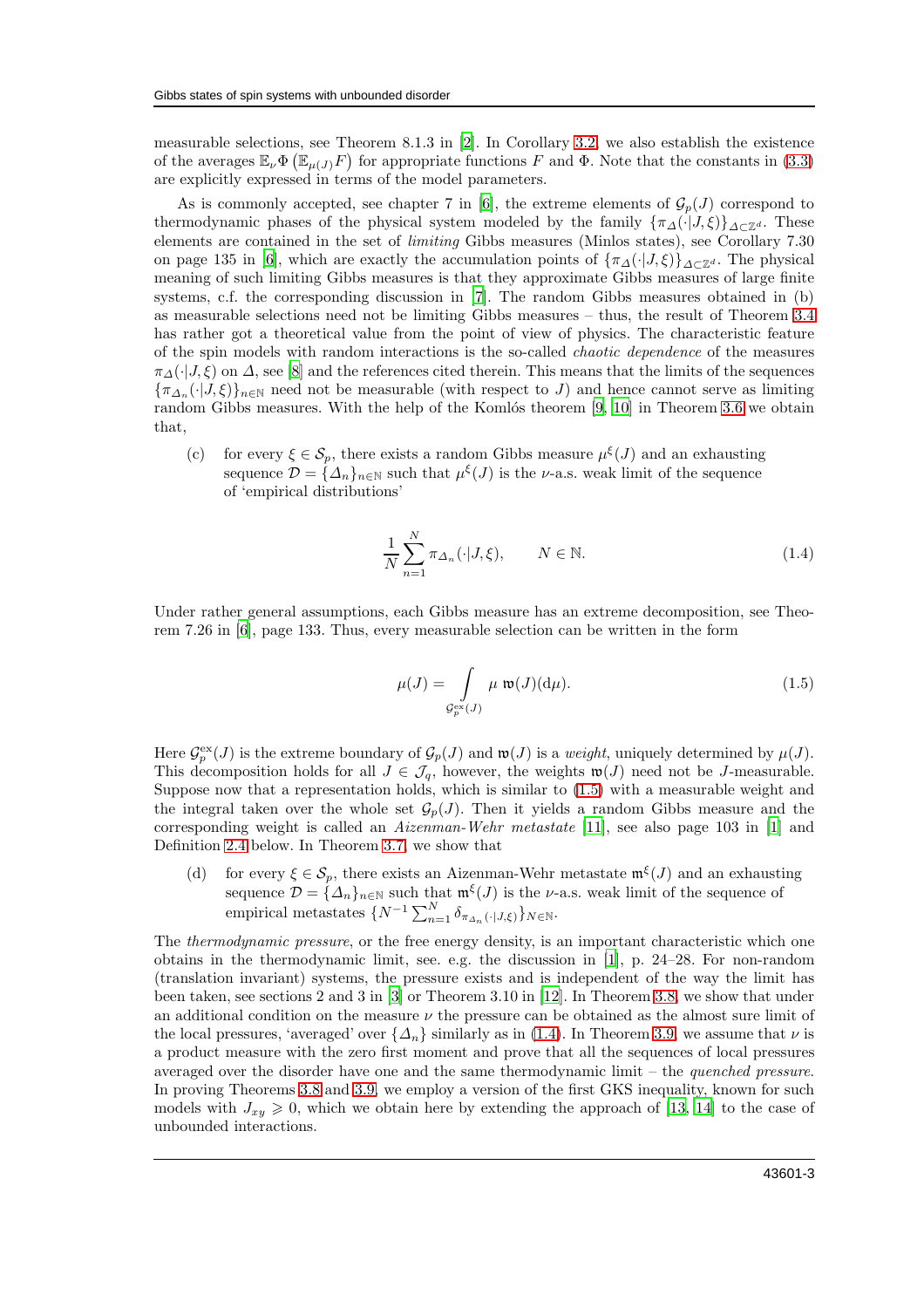measurable selections, see Theorem 8.1.3 in [2]. In Corollary 3.2, we also establish the existence of the averages $\mathbb{E}_\nu \Phi\left(\mathbb{E}_{\mu(J)} F\right)$ for appropriate functions $F$ and $\Phi$. Note that the constants in (3.3) are explicitly expressed in terms of the model parameters.

As is commonly accepted, see chapter 7 in [6], the extreme elements of $\mathcal{G}_p(J)$ correspond to thermodynamic phases of the physical system modeled by the family $\{\pi_\Delta(\cdot|J,\xi)\}_{\Delta\subset\mathbb{Z}^d}$. These elements are contained in the set of *limiting* Gibbs measures (Minlos states), see Corollary 7.30 on page 135 in [6], which are exactly the accumulation points of $\{\pi_\Delta(\cdot|J,\xi)\}_{\Delta\subset\mathbb{Z}^d}$. The physical meaning of such limiting Gibbs measures is that they approximate Gibbs measures of large finite systems, c.f. the corresponding discussion in [7]. The random Gibbs measures obtained in (b) as measurable selections need not be limiting Gibbs measures – thus, the result of Theorem 3.4 has rather got a theoretical value from the point of view of physics. The characteristic feature of the spin models with random interactions is the so-called *chaotic dependence* of the measures $\pi_\Delta(\cdot|J,\xi)$ on $\Delta$, see [8] and the references cited therein. This means that the limits of the sequences $\{\pi_{\Delta_n}(\cdot|J,\xi)\}_{n\in\mathbb{N}}$ need not be measurable (with respect to $J$) and hence cannot serve as limiting random Gibbs measures. With the help of the Komlós theorem [9, 10] in Theorem 3.6 we obtain that,

(c) for every $\xi\in\mathcal{S}_p$, there exists a random Gibbs measure $\mu^\xi(J)$ and an exhausting sequence $\mathcal{D}=\{\Delta_n\}_{n\in\mathbb{N}}$ such that $\mu^\xi(J)$ is the $\nu$-a.s. weak limit of the sequence of 'empirical distributions'

$$\frac{1}{N}\sum_{n=1}^{N}\pi_{\Delta_n}(\cdot|J,\xi), \qquad N\in\mathbb{N}. \tag{1.4}$$

Under rather general assumptions, each Gibbs measure has an extreme decomposition, see Theorem 7.26 in [6], page 133. Thus, every measurable selection can be written in the form

$$\mu(J) = \int\limits_{\mathcal{G}_p^{\mathrm{ex}}(J)} \mu \; \mathfrak{w}(J)(\mathrm{d}\mu). \tag{1.5}$$

Here $\mathcal{G}_p^{\mathrm{ex}}(J)$ is the extreme boundary of $\mathcal{G}_p(J)$ and $\mathfrak{w}(J)$ is a *weight*, uniquely determined by $\mu(J)$. This decomposition holds for all $J\in\mathcal{J}_q$, however, the weights $\mathfrak{w}(J)$ need not be $J$-measurable. Suppose now that a representation holds, which is similar to (1.5) with a measurable weight and the integral taken over the whole set $\mathcal{G}_p(J)$. Then it yields a random Gibbs measure and the corresponding weight is called an *Aizenman-Wehr metastate* [11], see also page 103 in [1] and Definition 2.4 below. In Theorem 3.7, we show that

(d) for every $\xi\in\mathcal{S}_p$, there exists an Aizenman-Wehr metastate $\mathfrak{m}^\xi(J)$ and an exhausting sequence $\mathcal{D}=\{\Delta_n\}_{n\in\mathbb{N}}$ such that $\mathfrak{m}^\xi(J)$ is the $\nu$-a.s. weak limit of the sequence of empirical metastates $\{N^{-1}\sum_{n=1}^{N}\delta_{\pi_{\Delta_n}(\cdot|J,\xi)}\}_{N\in\mathbb{N}}$.

The *thermodynamic pressure*, or the free energy density, is an important characteristic which one obtains in the thermodynamic limit, see. e.g. the discussion in [1], p. 24–28. For non-random (translation invariant) systems, the pressure exists and is independent of the way the limit has been taken, see sections 2 and 3 in [3] or Theorem 3.10 in [12]. In Theorem 3.8, we show that under an additional condition on the measure $\nu$ the pressure can be obtained as the almost sure limit of the local pressures, 'averaged' over $\{\Delta_n\}$ similarly as in (1.4). In Theorem 3.9, we assume that $\nu$ is a product measure with the zero first moment and prove that all the sequences of local pressures averaged over the disorder have one and the same thermodynamic limit – the *quenched pressure*. In proving Theorems 3.8 and 3.9, we employ a version of the first GKS inequality, known for such models with $J_{xy}\geqslant 0$, which we obtain here by extending the approach of [13, 14] to the case of unbounded interactions.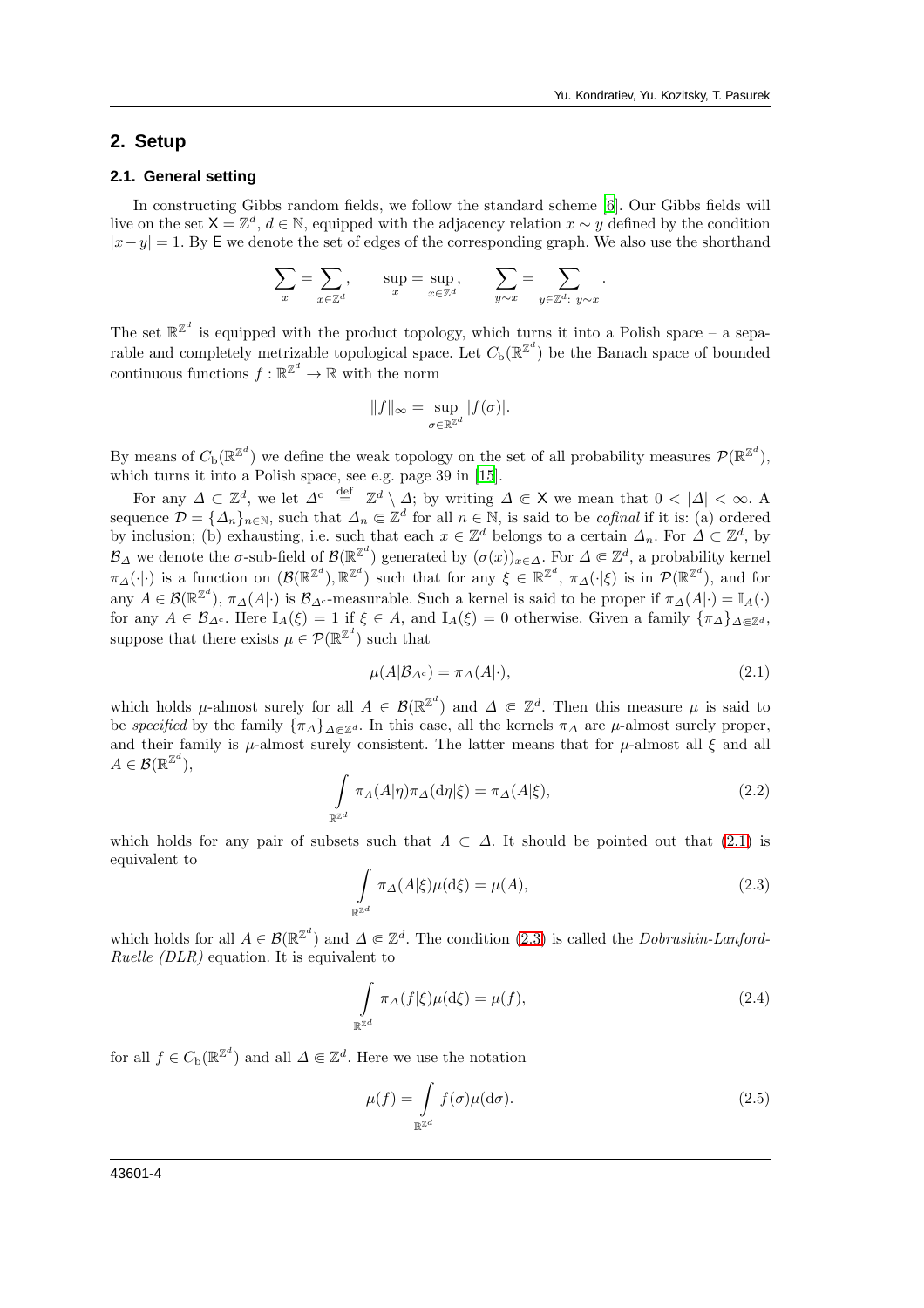## 2. Setup

### 2.1. General setting

In constructing Gibbs random fields, we follow the standard scheme [6]. Our Gibbs fields will live on the set $\mathsf{X} = \mathbb{Z}^d$, $d \in \mathbb{N}$, equipped with the adjacency relation $x \sim y$ defined by the condition $|x - y| = 1$. By $\mathsf{E}$ we denote the set of edges of the corresponding graph. We also use the shorthand

$$\sum_x = \sum_{x \in \mathbb{Z}^d}, \qquad \sup_x = \sup_{x \in \mathbb{Z}^d}, \qquad \sum_{y \sim x} = \sum_{y \in \mathbb{Z}^d:\, y \sim x}.$$

The set $\mathbb{R}^{\mathbb{Z}^d}$ is equipped with the product topology, which turns it into a Polish space – a separable and completely metrizable topological space. Let $C_{\mathrm{b}}(\mathbb{R}^{\mathbb{Z}^d})$ be the Banach space of bounded continuous functions $f : \mathbb{R}^{\mathbb{Z}^d} \to \mathbb{R}$ with the norm

$$\|f\|_\infty = \sup_{\sigma \in \mathbb{R}^{\mathbb{Z}^d}} |f(\sigma)|.$$

By means of $C_{\mathrm{b}}(\mathbb{R}^{\mathbb{Z}^d})$ we define the weak topology on the set of all probability measures $\mathcal{P}(\mathbb{R}^{\mathbb{Z}^d})$, which turns it into a Polish space, see e.g. page 39 in [15].

For any $\Delta \subset \mathbb{Z}^d$, we let $\Delta^{\mathrm{c}} \stackrel{\mathrm{def}}{=} \mathbb{Z}^d \setminus \Delta$; by writing $\Delta \Subset \mathsf{X}$ we mean that $0 < |\Delta| < \infty$. A sequence $\mathcal{D} = \{\Delta_n\}_{n\in\mathbb{N}}$, such that $\Delta_n \Subset \mathbb{Z}^d$ for all $n \in \mathbb{N}$, is said to be *cofinal* if it is: (a) ordered by inclusion; (b) exhausting, i.e. such that each $x \in \mathbb{Z}^d$ belongs to a certain $\Delta_n$. For $\Delta \subset \mathbb{Z}^d$, by $\mathcal{B}_\Delta$ we denote the $\sigma$-sub-field of $\mathcal{B}(\mathbb{R}^{\mathbb{Z}^d})$ generated by $(\sigma(x))_{x\in\Delta}$. For $\Delta \Subset \mathbb{Z}^d$, a probability kernel $\pi_\Delta(\cdot|\cdot)$ is a function on $(\mathcal{B}(\mathbb{R}^{\mathbb{Z}^d}), \mathbb{R}^{\mathbb{Z}^d})$ such that for any $\xi \in \mathbb{R}^{\mathbb{Z}^d}$, $\pi_\Delta(\cdot|\xi)$ is in $\mathcal{P}(\mathbb{R}^{\mathbb{Z}^d})$, and for any $A \in \mathcal{B}(\mathbb{R}^{\mathbb{Z}^d})$, $\pi_\Delta(A|\cdot)$ is $\mathcal{B}_{\Delta^{\mathrm{c}}}$-measurable. Such a kernel is said to be proper if $\pi_\Delta(A|\cdot) = \mathbb{I}_A(\cdot)$ for any $A \in \mathcal{B}_{\Delta^{\mathrm{c}}}$. Here $\mathbb{I}_A(\xi) = 1$ if $\xi \in A$, and $\mathbb{I}_A(\xi) = 0$ otherwise. Given a family $\{\pi_\Delta\}_{\Delta \Subset \mathbb{Z}^d}$, suppose that there exists $\mu \in \mathcal{P}(\mathbb{R}^{\mathbb{Z}^d})$ such that

$$\mu(A|\mathcal{B}_{\Delta^{\mathrm{c}}}) = \pi_\Delta(A|\cdot), \tag{2.1}$$

which holds $\mu$-almost surely for all $A \in \mathcal{B}(\mathbb{R}^{\mathbb{Z}^d})$ and $\Delta \Subset \mathbb{Z}^d$. Then this measure $\mu$ is said to be *specified* by the family $\{\pi_\Delta\}_{\Delta \Subset \mathbb{Z}^d}$. In this case, all the kernels $\pi_\Delta$ are $\mu$-almost surely proper, and their family is $\mu$-almost surely consistent. The latter means that for $\mu$-almost all $\xi$ and all $A \in \mathcal{B}(\mathbb{R}^{\mathbb{Z}^d})$,

$$\int_{\mathbb{R}^{\mathbb{Z}^d}} \pi_\Lambda(A|\eta)\pi_\Delta(\mathrm{d}\eta|\xi) = \pi_\Delta(A|\xi), \tag{2.2}$$

which holds for any pair of subsets such that $\Lambda \subset \Delta$. It should be pointed out that (2.1) is equivalent to

$$\int_{\mathbb{R}^{\mathbb{Z}^d}} \pi_\Delta(A|\xi)\mu(\mathrm{d}\xi) = \mu(A), \tag{2.3}$$

which holds for all $A \in \mathcal{B}(\mathbb{R}^{\mathbb{Z}^d})$ and $\Delta \Subset \mathbb{Z}^d$. The condition (2.3) is called the *Dobrushin-Lanford-Ruelle (DLR)* equation. It is equivalent to

$$\int_{\mathbb{R}^{\mathbb{Z}^d}} \pi_\Delta(f|\xi)\mu(\mathrm{d}\xi) = \mu(f), \tag{2.4}$$

for all $f \in C_{\mathrm{b}}(\mathbb{R}^{\mathbb{Z}^d})$ and all $\Delta \Subset \mathbb{Z}^d$. Here we use the notation

$$\mu(f) = \int_{\mathbb{R}^{\mathbb{Z}^d}} f(\sigma)\mu(\mathrm{d}\sigma). \tag{2.5}$$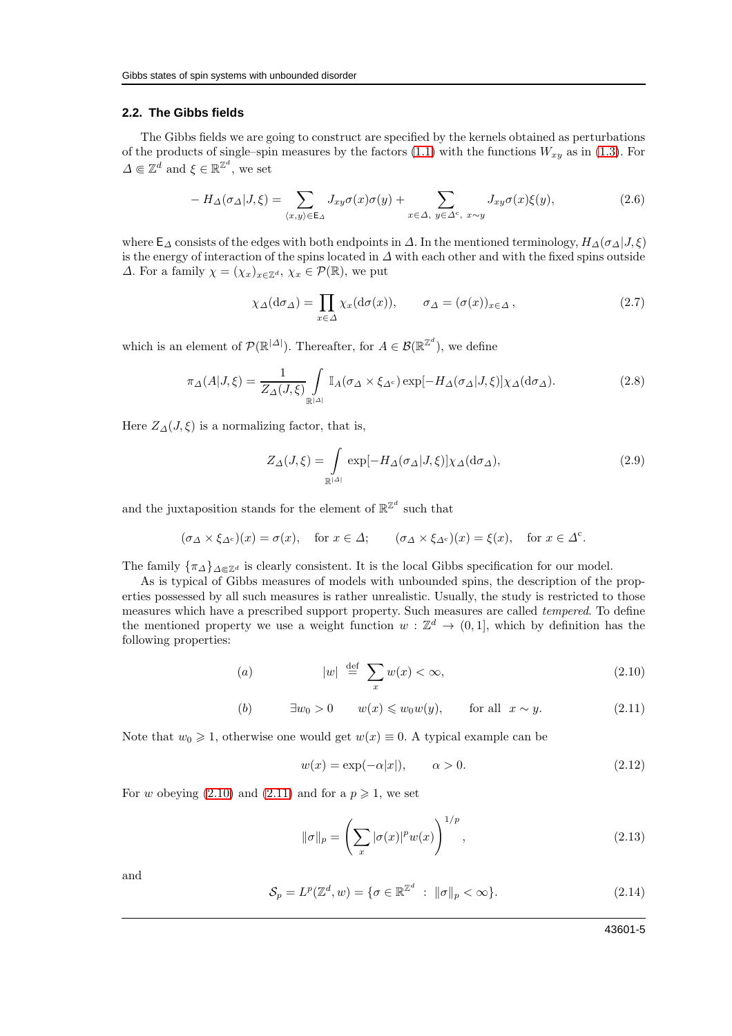### 2.2. The Gibbs fields

The Gibbs fields we are going to construct are specified by the kernels obtained as perturbations of the products of single–spin measures by the factors (1.1) with the functions $W_{xy}$ as in (1.3). For $\varDelta \Subset \mathbb{Z}^d$ and $\xi \in \mathbb{R}^{\mathbb{Z}^d}$, we set

$$-H_{\varDelta}(\sigma_{\varDelta}|J,\xi) = \sum_{\langle x,y\rangle \in \mathsf{E}_{\varDelta}} J_{xy}\sigma(x)\sigma(y) + \sum_{x\in\varDelta,\ y\in\varDelta^c,\ x\sim y} J_{xy}\sigma(x)\xi(y), \tag{2.6}$$

where $\mathsf{E}_{\varDelta}$ consists of the edges with both endpoints in $\varDelta$. In the mentioned terminology, $H_{\varDelta}(\sigma_{\varDelta}|J,\xi)$ is the energy of interaction of the spins located in $\varDelta$ with each other and with the fixed spins outside $\varDelta$. For a family $\chi = (\chi_x)_{x\in\mathbb{Z}^d}$, $\chi_x \in \mathcal{P}(\mathbb{R})$, we put

$$\chi_{\varDelta}(\mathrm{d}\sigma_{\varDelta}) = \prod_{x\in\varDelta} \chi_x(\mathrm{d}\sigma(x)), \qquad \sigma_{\varDelta} = (\sigma(x))_{x\in\varDelta}\,, \tag{2.7}$$

which is an element of $\mathcal{P}(\mathbb{R}^{|\varDelta|})$. Thereafter, for $A \in \mathcal{B}(\mathbb{R}^{\mathbb{Z}^d})$, we define

$$\pi_{\varDelta}(A|J,\xi) = \frac{1}{Z_{\varDelta}(J,\xi)} \int\limits_{\mathbb{R}^{|\varDelta|}} \mathbb{I}_A(\sigma_{\varDelta}\times\xi_{\varDelta^c}) \exp[-H_{\varDelta}(\sigma_{\varDelta}|J,\xi)]\chi_{\varDelta}(\mathrm{d}\sigma_{\varDelta}). \tag{2.8}$$

Here $Z_{\varDelta}(J,\xi)$ is a normalizing factor, that is,

$$Z_{\varDelta}(J,\xi) = \int\limits_{\mathbb{R}^{|\varDelta|}} \exp[-H_{\varDelta}(\sigma_{\varDelta}|J,\xi)]\chi_{\varDelta}(\mathrm{d}\sigma_{\varDelta}), \tag{2.9}$$

and the juxtaposition stands for the element of $\mathbb{R}^{\mathbb{Z}^d}$ such that

$$(\sigma_{\varDelta}\times\xi_{\varDelta^c})(x) = \sigma(x), \quad \text{for } x\in\varDelta; \qquad (\sigma_{\varDelta}\times\xi_{\varDelta^c})(x) = \xi(x), \quad \text{for } x\in\varDelta^c.$$

The family $\{\pi_{\varDelta}\}_{\varDelta\Subset\mathbb{Z}^d}$ is clearly consistent. It is the local Gibbs specification for our model.

As is typical of Gibbs measures of models with unbounded spins, the description of the properties possessed by all such measures is rather unrealistic. Usually, the study is restricted to those measures which have a prescribed support property. Such measures are called *tempered*. To define the mentioned property we use a weight function $w : \mathbb{Z}^d \to (0,1]$, which by definition has the following properties:

$$(a) \qquad\qquad |w| \stackrel{\text{def}}{=} \sum_x w(x) < \infty, \tag{2.10}$$

$$(b) \qquad \exists w_0 > 0 \qquad w(x) \leqslant w_0 w(y), \qquad \text{for all } \ x\sim y. \tag{2.11}$$

Note that $w_0 \geqslant 1$, otherwise one would get $w(x)\equiv 0$. A typical example can be

$$w(x) = \exp(-\alpha|x|), \qquad \alpha > 0. \tag{2.12}$$

For $w$ obeying (2.10) and (2.11) and for a $p \geqslant 1$, we set

$$\|\sigma\|_p = \left(\sum_x |\sigma(x)|^p w(x)\right)^{1/p}, \tag{2.13}$$

and

$$\mathcal{S}_p = L^p(\mathbb{Z}^d, w) = \{\sigma \in \mathbb{R}^{\mathbb{Z}^d} \ : \ \|\sigma\|_p < \infty\}. \tag{2.14}$$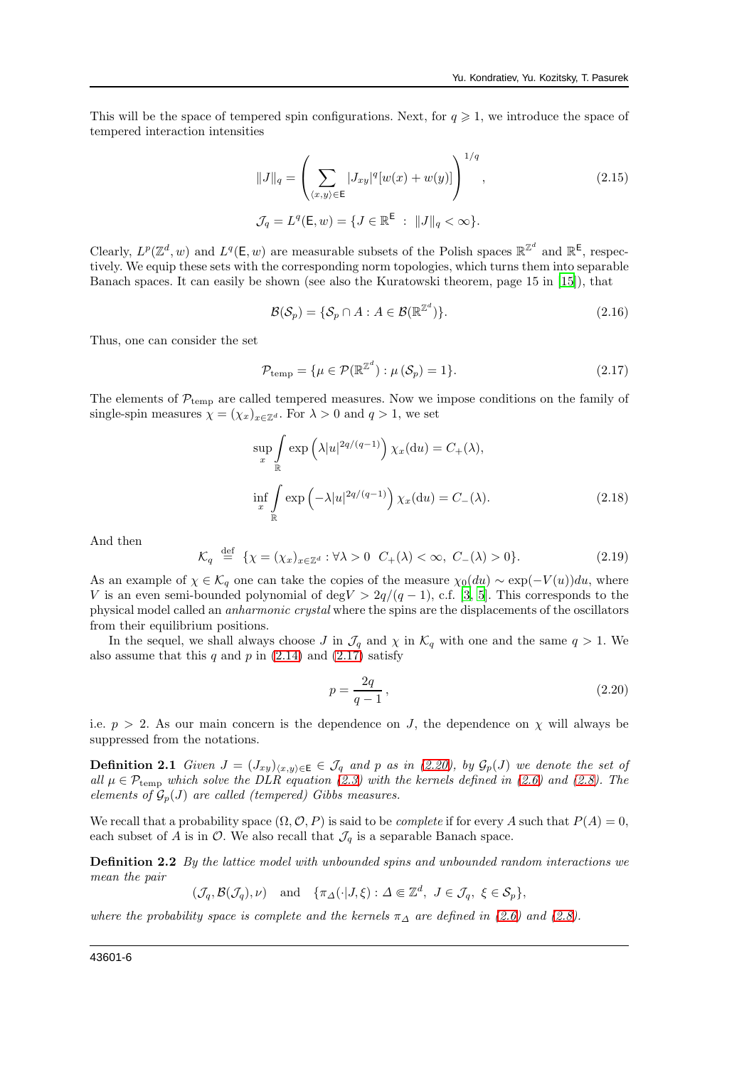This will be the space of tempered spin configurations. Next, for $q \geqslant 1$, we introduce the space of tempered interaction intensities

$$
\|J\|_q = \left( \sum_{\langle x,y\rangle \in \mathsf{E}} |J_{xy}|^q [w(x) + w(y)] \right)^{1/q}, \tag{2.15}
$$

$$
\mathcal{J}_q = L^q(\mathsf{E}, w) = \{J \in \mathbb{R}^{\mathsf{E}} \ : \ \|J\|_q < \infty\}.
$$

Clearly, $L^p(\mathbb{Z}^d, w)$ and $L^q(\mathsf{E}, w)$ are measurable subsets of the Polish spaces $\mathbb{R}^{\mathbb{Z}^d}$ and $\mathbb{R}^{\mathsf{E}}$, respectively. We equip these sets with the corresponding norm topologies, which turns them into separable Banach spaces. It can easily be shown (see also the Kuratowski theorem, page 15 in [15]), that

$$
\mathcal{B}(\mathcal{S}_p) = \{\mathcal{S}_p \cap A : A \in \mathcal{B}(\mathbb{R}^{\mathbb{Z}^d})\}. \tag{2.16}
$$

Thus, one can consider the set

$$
\mathcal{P}_{\mathrm{temp}} = \{\mu \in \mathcal{P}(\mathbb{R}^{\mathbb{Z}^d}) : \mu(\mathcal{S}_p) = 1\}. \tag{2.17}
$$

The elements of $\mathcal{P}_{\mathrm{temp}}$ are called tempered measures. Now we impose conditions on the family of single-spin measures $\chi = (\chi_x)_{x\in\mathbb{Z}^d}$. For $\lambda > 0$ and $q > 1$, we set

$$
\sup_x \int_{\mathbb{R}} \exp\left(\lambda |u|^{2q/(q-1)}\right) \chi_x(\mathrm{d}u) = C_+(\lambda),
$$

$$
\inf_x \int_{\mathbb{R}} \exp\left(-\lambda |u|^{2q/(q-1)}\right) \chi_x(\mathrm{d}u) = C_-(\lambda). \tag{2.18}
$$

And then

$$
\mathcal{K}_q \stackrel{\mathrm{def}}{=} \{\chi = (\chi_x)_{x\in\mathbb{Z}^d} : \forall \lambda > 0 \;\; C_+(\lambda) < \infty, \; C_-(\lambda) > 0\}. \tag{2.19}
$$

As an example of $\chi \in \mathcal{K}_q$ one can take the copies of the measure $\chi_0(du) \sim \exp(-V(u))du$, where $V$ is an even semi-bounded polynomial of $\deg V > 2q/(q-1)$, c.f. [3, 5]. This corresponds to the physical model called an *anharmonic crystal* where the spins are the displacements of the oscillators from their equilibrium positions.

In the sequel, we shall always choose $J$ in $\mathcal{J}_q$ and $\chi$ in $\mathcal{K}_q$ with one and the same $q > 1$. We also assume that this $q$ and $p$ in (2.14) and (2.17) satisfy

$$
p = \frac{2q}{q-1}, \tag{2.20}
$$

i.e. $p > 2$. As our main concern is the dependence on $J$, the dependence on $\chi$ will always be suppressed from the notations.

**Definition 2.1** *Given $J = (J_{xy})_{\langle x,y\rangle\in\mathsf{E}} \in \mathcal{J}_q$ and $p$ as in (2.20), by $\mathcal{G}_p(J)$ we denote the set of all $\mu \in \mathcal{P}_{\mathrm{temp}}$ which solve the DLR equation (2.3) with the kernels defined in (2.6) and (2.8). The elements of $\mathcal{G}_p(J)$ are called (tempered) Gibbs measures.*

We recall that a probability space $(\Omega, \mathcal{O}, P)$ is said to be *complete* if for every $A$ such that $P(A) = 0$, each subset of $A$ is in $\mathcal{O}$. We also recall that $\mathcal{J}_q$ is a separable Banach space.

**Definition 2.2** *By the lattice model with unbounded spins and unbounded random interactions we mean the pair*

$$
(\mathcal{J}_q, \mathcal{B}(\mathcal{J}_q), \nu) \quad \text{and} \quad \{\pi_\Delta(\cdot|J,\xi) : \Delta \Subset \mathbb{Z}^d, \; J \in \mathcal{J}_q, \; \xi \in \mathcal{S}_p\},
$$

*where the probability space is complete and the kernels $\pi_\Delta$ are defined in (2.6) and (2.8).*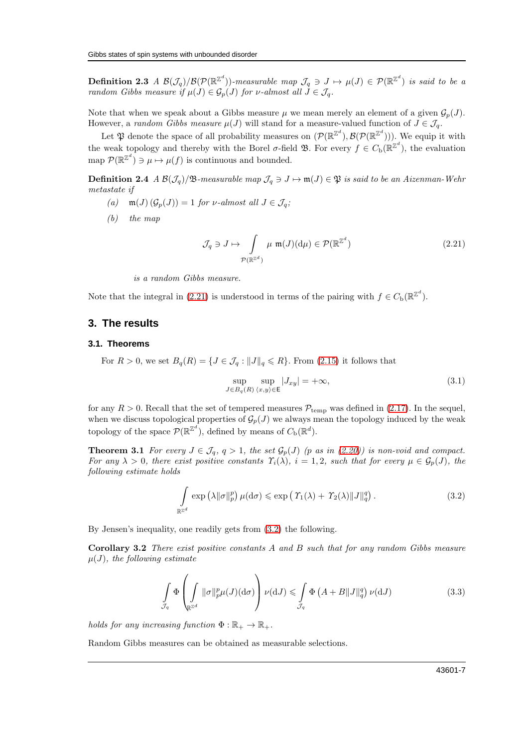**Definition 2.3** *A $\mathcal{B}(\mathcal{J}_q)/\mathcal{B}(\mathcal{P}(\mathbb{R}^{\mathbb{Z}^d}))$-measurable map $\mathcal{J}_q \ni J \mapsto \mu(J) \in \mathcal{P}(\mathbb{R}^{\mathbb{Z}^d})$ is said to be a random Gibbs measure if $\mu(J) \in \mathcal{G}_p(J)$ for $\nu$-almost all $J \in \mathcal{J}_q$.*

Note that when we speak about a Gibbs measure $\mu$ we mean merely an element of a given $\mathcal{G}_p(J)$. However, a *random Gibbs measure* $\mu(J)$ will stand for a measure-valued function of $J \in \mathcal{J}_q$.

Let $\mathfrak{P}$ denote the space of all probability measures on $(\mathcal{P}(\mathbb{R}^{\mathbb{Z}^d}), \mathcal{B}(\mathcal{P}(\mathbb{R}^{\mathbb{Z}^d})))$. We equip it with the weak topology and thereby with the Borel $\sigma$-field $\mathfrak{B}$. For every $f \in C_{\rm b}(\mathbb{R}^{\mathbb{Z}^d})$, the evaluation map $\mathcal{P}(\mathbb{R}^{\mathbb{Z}^d}) \ni \mu \mapsto \mu(f)$ is continuous and bounded.

**Definition 2.4** *A $\mathcal{B}(\mathcal{J}_q)/\mathfrak{B}$-measurable map $\mathcal{J}_q \ni J \mapsto \mathfrak{m}(J) \in \mathfrak{P}$ is said to be an Aizenman-Wehr metastate if*

*(a)* $\mathfrak{m}(J)\,(\mathcal{G}_p(J)) = 1$ *for $\nu$-almost all $J \in \mathcal{J}_q$;*

*(b)* *the map*

$$\mathcal{J}_q \ni J \mapsto \int\limits_{\mathcal{P}(\mathbb{R}^{\mathbb{Z}^d})} \mu \; \mathfrak{m}(J)(\mathrm{d}\mu) \in \mathcal{P}(\mathbb{R}^{\mathbb{Z}^d}) \tag{2.21}$$

*is a random Gibbs measure.*

Note that the integral in (2.21) is understood in terms of the pairing with $f \in C_{\rm b}(\mathbb{R}^{\mathbb{Z}^d})$.

## 3. The results

### 3.1. Theorems

For $R > 0$, we set $B_q(R) = \{J \in \mathcal{J}_q : \|J\|_q \leqslant R\}$. From (2.15) it follows that

$$\sup_{J \in B_q(R)} \sup_{\langle x,y\rangle \in \mathsf{E}} |J_{xy}| = +\infty, \tag{3.1}$$

for any $R > 0$. Recall that the set of tempered measures $\mathcal{P}_{\rm temp}$ was defined in (2.17). In the sequel, when we discuss topological properties of $\mathcal{G}_p(J)$ we always mean the topology induced by the weak topology of the space $\mathcal{P}(\mathbb{R}^{\mathbb{Z}^d})$, defined by means of $C_{\rm b}(\mathbb{R}^d)$.

**Theorem 3.1** *For every $J \in \mathcal{J}_q$, $q > 1$, the set $\mathcal{G}_p(J)$ ($p$ as in (2.20)) is non-void and compact. For any $\lambda > 0$, there exist positive constants $\Upsilon_i(\lambda)$, $i = 1, 2$, such that for every $\mu \in \mathcal{G}_p(J)$, the following estimate holds*

$$\int\limits_{\mathbb{R}^{\mathbb{Z}^d}} \exp\left(\lambda \|\sigma\|_p^p\right) \mu(\mathrm{d}\sigma) \leqslant \exp\left(\Upsilon_1(\lambda) + \Upsilon_2(\lambda)\|J\|_q^q\right). \tag{3.2}$$

By Jensen's inequality, one readily gets from (3.2) the following.

**Corollary 3.2** *There exist positive constants $A$ and $B$ such that for any random Gibbs measure $\mu(J)$, the following estimate*

$$\int\limits_{\mathcal{J}_q} \Phi\left(\int\limits_{\mathbb{R}^{\mathbb{Z}^d}} \|\sigma\|_p^p \mu(J)(\mathrm{d}\sigma)\right) \nu(\mathrm{d}J) \leqslant \int\limits_{\mathcal{J}_q} \Phi\left(A + B\|J\|_q^q\right) \nu(\mathrm{d}J) \tag{3.3}$$

*holds for any increasing function $\Phi : \mathbb{R}_+ \to \mathbb{R}_+$.*

Random Gibbs measures can be obtained as measurable selections.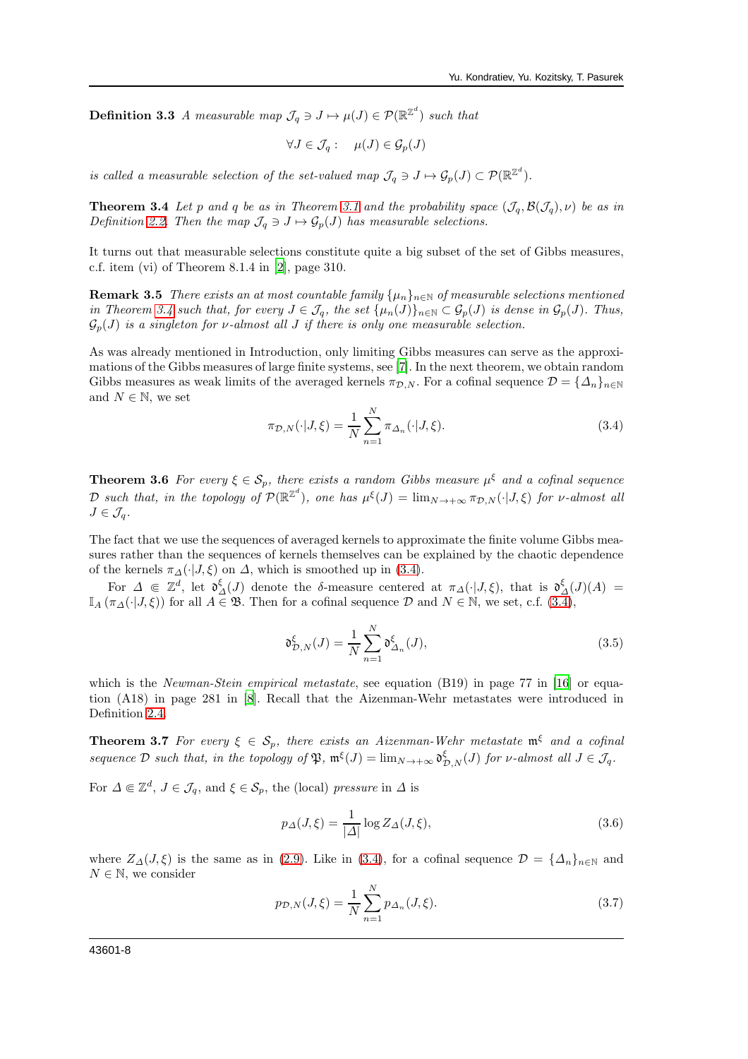**Definition 3.3** *A measurable map $\mathcal{J}_q \ni J \mapsto \mu(J) \in \mathcal{P}(\mathbb{R}^{\mathbb{Z}^d})$ such that*

$$\forall J \in \mathcal{J}_q : \quad \mu(J) \in \mathcal{G}_p(J)$$

*is called a measurable selection of the set-valued map $\mathcal{J}_q \ni J \mapsto \mathcal{G}_p(J) \subset \mathcal{P}(\mathbb{R}^{\mathbb{Z}^d})$.*

**Theorem 3.4** *Let $p$ and $q$ be as in Theorem 3.1 and the probability space $(\mathcal{J}_q, \mathcal{B}(\mathcal{J}_q), \nu)$ be as in Definition 2.2. Then the map $\mathcal{J}_q \ni J \mapsto \mathcal{G}_p(J)$ has measurable selections.*

It turns out that measurable selections constitute quite a big subset of the set of Gibbs measures, c.f. item (vi) of Theorem 8.1.4 in [2], page 310.

**Remark 3.5** *There exists an at most countable family $\{\mu_n\}_{n\in\mathbb{N}}$ of measurable selections mentioned in Theorem 3.4 such that, for every $J \in \mathcal{J}_q$, the set $\{\mu_n(J)\}_{n\in\mathbb{N}} \subset \mathcal{G}_p(J)$ is dense in $\mathcal{G}_p(J)$. Thus, $\mathcal{G}_p(J)$ is a singleton for $\nu$-almost all $J$ if there is only one measurable selection.*

As was already mentioned in Introduction, only limiting Gibbs measures can serve as the approximations of the Gibbs measures of large finite systems, see [7]. In the next theorem, we obtain random Gibbs measures as weak limits of the averaged kernels $\pi_{\mathcal{D},N}$. For a cofinal sequence $\mathcal{D} = \{\Delta_n\}_{n\in\mathbb{N}}$ and $N \in \mathbb{N}$, we set

$$\pi_{\mathcal{D},N}(\cdot|J,\xi) = \frac{1}{N}\sum_{n=1}^{N} \pi_{\Delta_n}(\cdot|J,\xi). \tag{3.4}$$

**Theorem 3.6** *For every $\xi \in \mathcal{S}_p$, there exists a random Gibbs measure $\mu^\xi$ and a cofinal sequence $\mathcal{D}$ such that, in the topology of $\mathcal{P}(\mathbb{R}^{\mathbb{Z}^d})$, one has $\mu^\xi(J) = \lim_{N\to+\infty} \pi_{\mathcal{D},N}(\cdot|J,\xi)$ for $\nu$-almost all $J \in \mathcal{J}_q$.*

The fact that we use the sequences of averaged kernels to approximate the finite volume Gibbs measures rather than the sequences of kernels themselves can be explained by the chaotic dependence of the kernels $\pi_\Delta(\cdot|J,\xi)$ on $\Delta$, which is smoothed up in (3.4).

For $\Delta \Subset \mathbb{Z}^d$, let $\mathfrak{d}^\xi_\Delta(J)$ denote the $\delta$-measure centered at $\pi_\Delta(\cdot|J,\xi)$, that is $\mathfrak{d}^\xi_\Delta(J)(A) = \mathbb{I}_A(\pi_\Delta(\cdot|J,\xi))$ for all $A \in \mathfrak{B}$. Then for a cofinal sequence $\mathcal{D}$ and $N \in \mathbb{N}$, we set, c.f. (3.4),

$$\mathfrak{d}^\xi_{\mathcal{D},N}(J) = \frac{1}{N}\sum_{n=1}^{N} \mathfrak{d}^\xi_{\Delta_n}(J), \tag{3.5}$$

which is the *Newman-Stein empirical metastate*, see equation (B19) in page 77 in [16] or equation (A18) in page 281 in [8]. Recall that the Aizenman-Wehr metastates were introduced in Definition 2.4.

**Theorem 3.7** *For every $\xi \in \mathcal{S}_p$, there exists an Aizenman-Wehr metastate $\mathfrak{m}^\xi$ and a cofinal sequence $\mathcal{D}$ such that, in the topology of $\mathfrak{P}$, $\mathfrak{m}^\xi(J) = \lim_{N\to+\infty} \mathfrak{d}^\xi_{\mathcal{D},N}(J)$ for $\nu$-almost all $J \in \mathcal{J}_q$.*

For $\Delta \Subset \mathbb{Z}^d$, $J \in \mathcal{J}_q$, and $\xi \in \mathcal{S}_p$, the (local) *pressure* in $\Delta$ is

$$p_\Delta(J,\xi) = \frac{1}{|\Delta|}\log Z_\Delta(J,\xi), \tag{3.6}$$

where $Z_\Delta(J,\xi)$ is the same as in (2.9). Like in (3.4), for a cofinal sequence $\mathcal{D} = \{\Delta_n\}_{n\in\mathbb{N}}$ and $N \in \mathbb{N}$, we consider

$$p_{\mathcal{D},N}(J,\xi) = \frac{1}{N}\sum_{n=1}^{N} p_{\Delta_n}(J,\xi). \tag{3.7}$$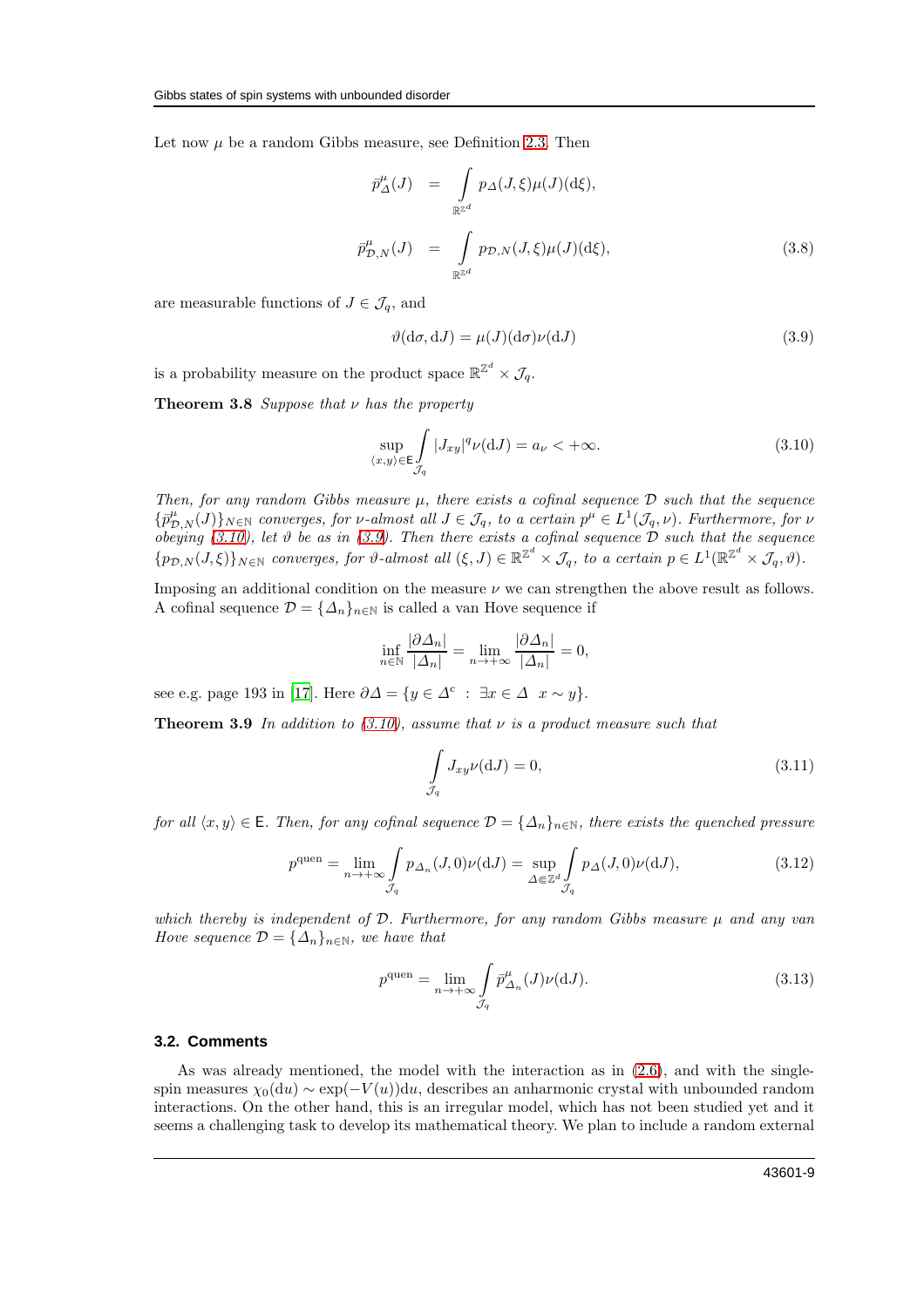Let now $\mu$ be a random Gibbs measure, see Definition 2.3. Then

$$
\begin{aligned}
\bar{p}^{\mu}_{\Delta}(J) &= \int_{\mathbb{R}^{\mathbb{Z}^d}} p_{\Delta}(J,\xi)\mu(J)(\mathrm{d}\xi), \\
\bar{p}^{\mu}_{\mathcal{D},N}(J) &= \int_{\mathbb{R}^{\mathbb{Z}^d}} p_{\mathcal{D},N}(J,\xi)\mu(J)(\mathrm{d}\xi),
\end{aligned} \tag{3.8}
$$

are measurable functions of $J \in \mathcal{J}_q$, and

$$
\vartheta(\mathrm{d}\sigma, \mathrm{d}J) = \mu(J)(\mathrm{d}\sigma)\nu(\mathrm{d}J) \tag{3.9}
$$

is a probability measure on the product space $\mathbb{R}^{\mathbb{Z}^d} \times \mathcal{J}_q$.

**Theorem 3.8** *Suppose that $\nu$ has the property*

$$
\sup_{\langle x,y\rangle \in \mathsf{E}} \int_{\mathcal{J}_q} |J_{xy}|^q \nu(\mathrm{d}J) = a_\nu < +\infty. \tag{3.10}
$$

*Then, for any random Gibbs measure $\mu$, there exists a cofinal sequence $\mathcal{D}$ such that the sequence $\{\bar{p}^{\mu}_{\mathcal{D},N}(J)\}_{N\in\mathbb{N}}$ converges, for $\nu$-almost all $J \in \mathcal{J}_q$, to a certain $p^\mu \in L^1(\mathcal{J}_q, \nu)$. Furthermore, for $\nu$ obeying (3.10), let $\vartheta$ be as in (3.9). Then there exists a cofinal sequence $\mathcal{D}$ such that the sequence $\{p_{\mathcal{D},N}(J,\xi)\}_{N\in\mathbb{N}}$ converges, for $\vartheta$-almost all $(\xi, J) \in \mathbb{R}^{\mathbb{Z}^d} \times \mathcal{J}_q$, to a certain $p \in L^1(\mathbb{R}^{\mathbb{Z}^d} \times \mathcal{J}_q, \vartheta)$.*

Imposing an additional condition on the measure $\nu$ we can strengthen the above result as follows. A cofinal sequence $\mathcal{D} = \{\Delta_n\}_{n\in\mathbb{N}}$ is called a van Hove sequence if

$$
\inf_{n\in\mathbb{N}} \frac{|\partial\Delta_n|}{|\Delta_n|} = \lim_{n\to+\infty} \frac{|\partial\Delta_n|}{|\Delta_n|} = 0,
$$

see e.g. page 193 in [17]. Here $\partial\Delta = \{y \in \Delta^{\mathrm{c}} \ : \ \exists x \in \Delta \ \ x \sim y\}$.

**Theorem 3.9** *In addition to (3.10), assume that $\nu$ is a product measure such that*

$$
\int_{\mathcal{J}_q} J_{xy}\nu(\mathrm{d}J) = 0, \tag{3.11}
$$

*for all $\langle x,y\rangle \in \mathsf{E}$. Then, for any cofinal sequence $\mathcal{D} = \{\Delta_n\}_{n\in\mathbb{N}}$, there exists the quenched pressure*

$$
p^{\mathrm{quen}} = \lim_{n\to+\infty} \int_{\mathcal{J}_q} p_{\Delta_n}(J,0)\nu(\mathrm{d}J) = \sup_{\Delta\Subset\mathbb{Z}^d} \int_{\mathcal{J}_q} p_{\Delta}(J,0)\nu(\mathrm{d}J), \tag{3.12}
$$

*which thereby is independent of $\mathcal{D}$. Furthermore, for any random Gibbs measure $\mu$ and any van Hove sequence $\mathcal{D} = \{\Delta_n\}_{n\in\mathbb{N}}$, we have that*

$$
p^{\mathrm{quen}} = \lim_{n\to+\infty} \int_{\mathcal{J}_q} \bar{p}^{\mu}_{\Delta_n}(J)\nu(\mathrm{d}J). \tag{3.13}
$$

### 3.2. Comments

As was already mentioned, the model with the interaction as in (2.6), and with the single-spin measures $\chi_0(\mathrm{d}u) \sim \exp(-V(u))\mathrm{d}u$, describes an anharmonic crystal with unbounded random interactions. On the other hand, this is an irregular model, which has not been studied yet and it seems a challenging task to develop its mathematical theory. We plan to include a random external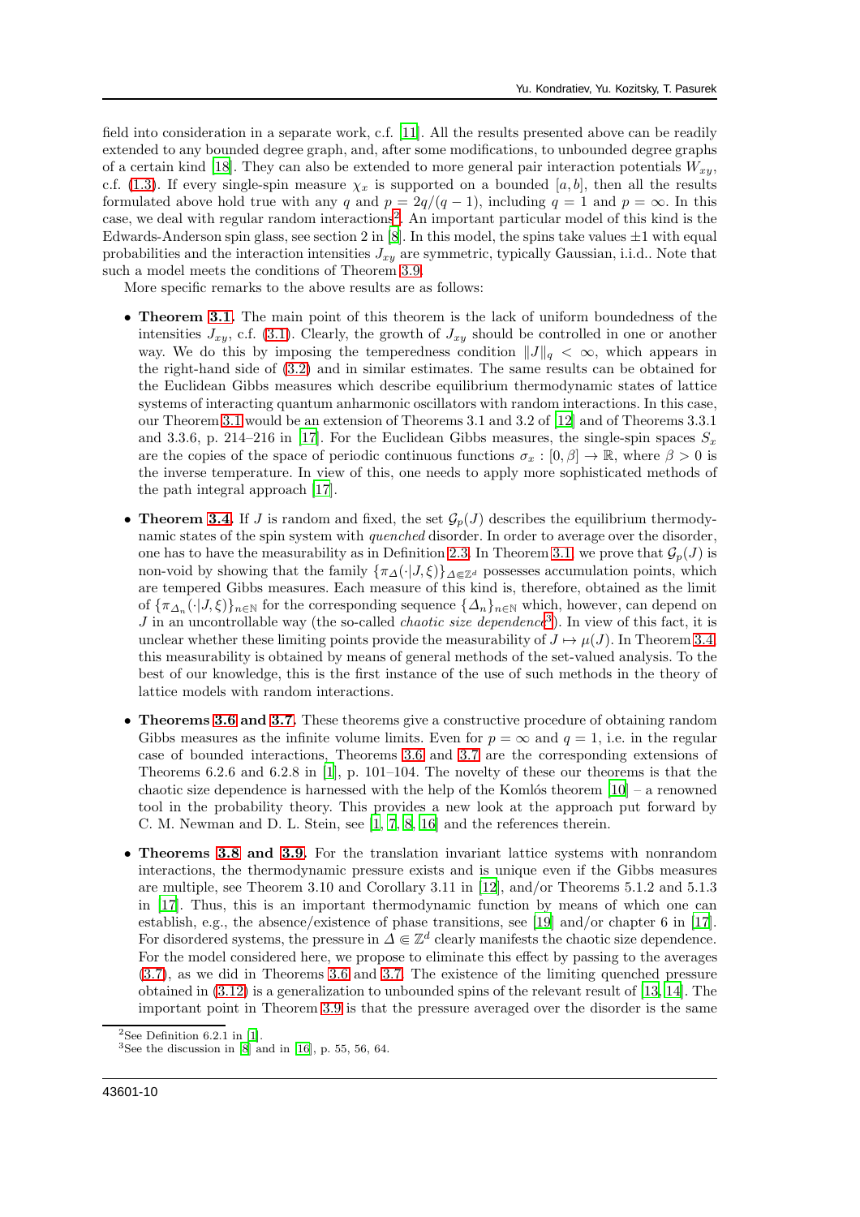field into consideration in a separate work, c.f. [11]. All the results presented above can be readily extended to any bounded degree graph, and, after some modifications, to unbounded degree graphs of a certain kind [18]. They can also be extended to more general pair interaction potentials $W_{xy}$, c.f. (1.3). If every single-spin measure $\chi_x$ is supported on a bounded $[a, b]$, then all the results formulated above hold true with any $q$ and $p = 2q/(q-1)$, including $q = 1$ and $p = \infty$. In this case, we deal with regular random interactions[2]. An important particular model of this kind is the Edwards-Anderson spin glass, see section 2 in [8]. In this model, the spins take values $\pm 1$ with equal probabilities and the interaction intensities $J_{xy}$ are symmetric, typically Gaussian, i.i.d.. Note that such a model meets the conditions of Theorem 3.9.

More specific remarks to the above results are as follows:

- **Theorem 3.1.** The main point of this theorem is the lack of uniform boundedness of the intensities $J_{xy}$, c.f. (3.1). Clearly, the growth of $J_{xy}$ should be controlled in one or another way. We do this by imposing the temperedness condition $\|J\|_q < \infty$, which appears in the right-hand side of (3.2) and in similar estimates. The same results can be obtained for the Euclidean Gibbs measures which describe equilibrium thermodynamic states of lattice systems of interacting quantum anharmonic oscillators with random interactions. In this case, our Theorem 3.1 would be an extension of Theorems 3.1 and 3.2 of [12] and of Theorems 3.3.1 and 3.3.6, p. 214–216 in [17]. For the Euclidean Gibbs measures, the single-spin spaces $S_x$ are the copies of the space of periodic continuous functions $\sigma_x : [0, \beta] \to \mathbb{R}$, where $\beta > 0$ is the inverse temperature. In view of this, one needs to apply more sophisticated methods of the path integral approach [17].

- **Theorem 3.4.** If $J$ is random and fixed, the set $\mathcal{G}_p(J)$ describes the equilibrium thermodynamic states of the spin system with *quenched* disorder. In order to average over the disorder, one has to have the measurability as in Definition 2.3. In Theorem 3.1, we prove that $\mathcal{G}_p(J)$ is non-void by showing that the family $\{\pi_\varDelta(\cdot|J,\xi)\}_{\varDelta \Subset \mathbb{Z}^d}$ possesses accumulation points, which are tempered Gibbs measures. Each measure of this kind is, therefore, obtained as the limit of $\{\pi_{\varDelta_n}(\cdot|J,\xi)\}_{n\in\mathbb{N}}$ for the corresponding sequence $\{\varDelta_n\}_{n\in\mathbb{N}}$ which, however, can depend on $J$ in an uncontrollable way (the so-called *chaotic size dependence*[3]). In view of this fact, it is unclear whether these limiting points provide the measurability of $J \mapsto \mu(J)$. In Theorem 3.4, this measurability is obtained by means of general methods of the set-valued analysis. To the best of our knowledge, this is the first instance of the use of such methods in the theory of lattice models with random interactions.

- **Theorems 3.6 and 3.7.** These theorems give a constructive procedure of obtaining random Gibbs measures as the infinite volume limits. Even for $p = \infty$ and $q = 1$, i.e. in the regular case of bounded interactions, Theorems 3.6 and 3.7 are the corresponding extensions of Theorems 6.2.6 and 6.2.8 in [1], p. 101–104. The novelty of these our theorems is that the chaotic size dependence is harnessed with the help of the Komlós theorem [10] – a renowned tool in the probability theory. This provides a new look at the approach put forward by C. M. Newman and D. L. Stein, see [1, 7, 8, 16] and the references therein.

- **Theorems 3.8 and 3.9.** For the translation invariant lattice systems with nonrandom interactions, the thermodynamic pressure exists and is unique even if the Gibbs measures are multiple, see Theorem 3.10 and Corollary 3.11 in [12], and/or Theorems 5.1.2 and 5.1.3 in [17]. Thus, this is an important thermodynamic function by means of which one can establish, e.g., the absence/existence of phase transitions, see [19] and/or chapter 6 in [17]. For disordered systems, the pressure in $\varDelta \Subset \mathbb{Z}^d$ clearly manifests the chaotic size dependence. For the model considered here, we propose to eliminate this effect by passing to the averages (3.7), as we did in Theorems 3.6 and 3.7. The existence of the limiting quenched pressure obtained in (3.12) is a generalization to unbounded spins of the relevant result of [13, 14]. The important point in Theorem 3.9 is that the pressure averaged over the disorder is the same

---

[2] See Definition 6.2.1 in [1].

[3] See the discussion in [8] and in [16], p. 55, 56, 64.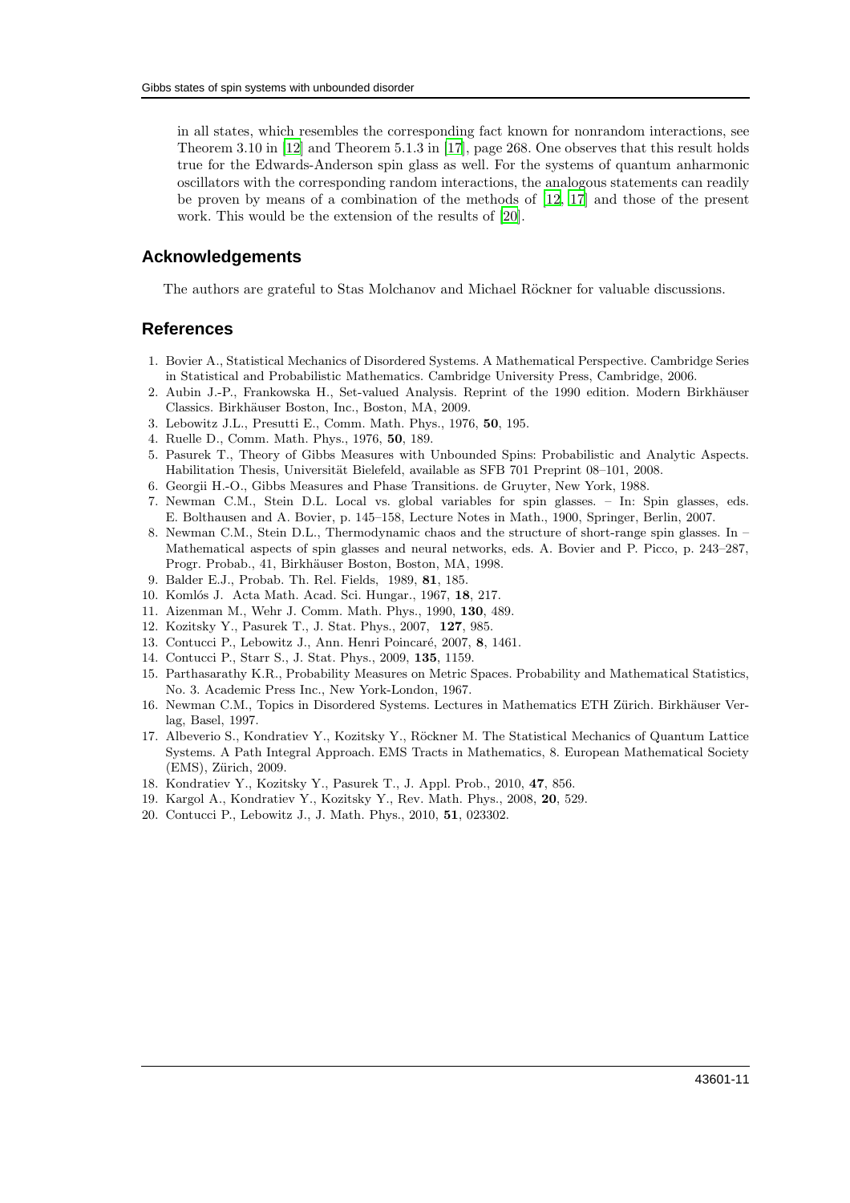in all states, which resembles the corresponding fact known for nonrandom interactions, see Theorem 3.10 in [12] and Theorem 5.1.3 in [17], page 268. One observes that this result holds true for the Edwards-Anderson spin glass as well. For the systems of quantum anharmonic oscillators with the corresponding random interactions, the analogous statements can readily be proven by means of a combination of the methods of [12, 17] and those of the present work. This would be the extension of the results of [20].

## Acknowledgements

The authors are grateful to Stas Molchanov and Michael Röckner for valuable discussions.

## References

1. Bovier A., Statistical Mechanics of Disordered Systems. A Mathematical Perspective. Cambridge Series in Statistical and Probabilistic Mathematics. Cambridge University Press, Cambridge, 2006.
2. Aubin J.-P., Frankowska H., Set-valued Analysis. Reprint of the 1990 edition. Modern Birkhäuser Classics. Birkhäuser Boston, Inc., Boston, MA, 2009.
3. Lebowitz J.L., Presutti E., Comm. Math. Phys., 1976, **50**, 195.
4. Ruelle D., Comm. Math. Phys., 1976, **50**, 189.
5. Pasurek T., Theory of Gibbs Measures with Unbounded Spins: Probabilistic and Analytic Aspects. Habilitation Thesis, Universität Bielefeld, available as SFB 701 Preprint 08–101, 2008.
6. Georgii H.-O., Gibbs Measures and Phase Transitions. de Gruyter, New York, 1988.
7. Newman C.M., Stein D.L. Local vs. global variables for spin glasses. – In: Spin glasses, eds. E. Bolthausen and A. Bovier, p. 145–158, Lecture Notes in Math., 1900, Springer, Berlin, 2007.
8. Newman C.M., Stein D.L., Thermodynamic chaos and the structure of short-range spin glasses. In – Mathematical aspects of spin glasses and neural networks, eds. A. Bovier and P. Picco, p. 243–287, Progr. Probab., 41, Birkhäuser Boston, Boston, MA, 1998.
9. Balder E.J., Probab. Th. Rel. Fields, 1989, **81**, 185.
10. Komlós J. Acta Math. Acad. Sci. Hungar., 1967, **18**, 217.
11. Aizenman M., Wehr J. Comm. Math. Phys., 1990, **130**, 489.
12. Kozitsky Y., Pasurek T., J. Stat. Phys., 2007, **127**, 985.
13. Contucci P., Lebowitz J., Ann. Henri Poincaré, 2007, **8**, 1461.
14. Contucci P., Starr S., J. Stat. Phys., 2009, **135**, 1159.
15. Parthasarathy K.R., Probability Measures on Metric Spaces. Probability and Mathematical Statistics, No. 3. Academic Press Inc., New York-London, 1967.
16. Newman C.M., Topics in Disordered Systems. Lectures in Mathematics ETH Zürich. Birkhäuser Verlag, Basel, 1997.
17. Albeverio S., Kondratiev Y., Kozitsky Y., Röckner M. The Statistical Mechanics of Quantum Lattice Systems. A Path Integral Approach. EMS Tracts in Mathematics, 8. European Mathematical Society (EMS), Zürich, 2009.
18. Kondratiev Y., Kozitsky Y., Pasurek T., J. Appl. Prob., 2010, **47**, 856.
19. Kargol A., Kondratiev Y., Kozitsky Y., Rev. Math. Phys., 2008, **20**, 529.
20. Contucci P., Lebowitz J., J. Math. Phys., 2010, **51**, 023302.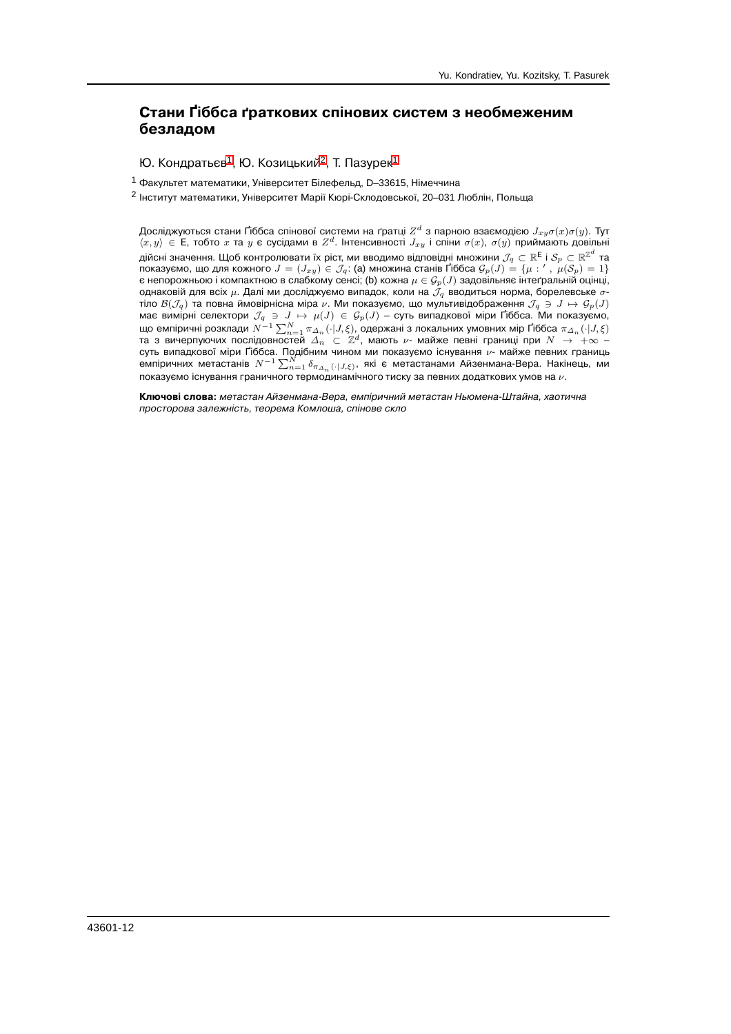# Стани Ґіббса ґраткових спінових систем з необмеженим безладом

Ю. Кондратьєв[1], Ю. Козицький[2], Т. Пазурек[1]

[1] Факультет математики, Університет Білефельд, D–33615, Німеччина

[2] Інститут математики, Університет Марії Кюрі-Склодовської, 20–031 Люблін, Польща

Досліджуються стани Ґіббса спінової системи на ґратці $Z^d$ з парною взаємодією $J_{xy}\sigma(x)\sigma(y)$. Тут $\langle x, y\rangle \in$ E, тобто $x$ та $y$ є сусідами в $Z^d$. Інтенсивності $J_{xy}$ і спіни $\sigma(x)$, $\sigma(y)$ приймають довільні дійсні значення. Щоб контролювати їх ріст, ми вводимо відповідні множини $\mathcal{J}_q \subset \mathbb{R}^{\mathsf{E}}$ і $\mathcal{S}_p \subset \mathbb{R}^{\mathbb{Z}^d}$ та показуємо, що для кожного $J = (J_{xy}) \in \mathcal{J}_q$: (a) множина станів Ґіббса $\mathcal{G}_p(J) = \{\mu : {}' \ , \ \mu(\mathcal{S}_p) = 1\}$ є непорожньою і компактною в слабкому сенсі; (b) кожна $\mu \in \mathcal{G}_p(J)$ задовільняє інтеґральній оцінці, однаковій для всіх $\mu$. Далі ми досліджуємо випадок, коли на $\mathcal{J}_q$ вводиться норма, борелевське $\sigma$-тіло $\mathcal{B}(\mathcal{J}_q)$ та повна ймовірнісна міра $\nu$. Ми показуємо, що мультивідображення $\mathcal{J}_q \ni J \mapsto \mathcal{G}_p(J)$ має вимірні селектори $\mathcal{J}_q \ni J \mapsto \mu(J) \in \mathcal{G}_p(J)$ – суть випадкової міри Ґіббса. Ми показуємо, що емпіричні розклади $N^{-1}\sum_{n=1}^{N}\pi_{\Delta_n}(\cdot|J,\xi)$, одержані з локальних умовних мір Ґіббса $\pi_{\Delta_n}(\cdot|J,\xi)$ та з вичерпуючих послідовностей $\Delta_n \subset \mathbb{Z}^d$, мають $\nu$- майже певні границі при $N \to +\infty$ – суть випадкової міри Ґіббса. Подібним чином ми показуємо існування $\nu$- майже певних границь емпіричних метастанів $N^{-1}\sum_{n=1}^{N}\delta_{\pi_{\Delta_n}(\cdot|J,\xi)}$, які є метастанами Айзенмана-Вера. Накінець, ми показуємо існування граничного термодинамічного тиску за певних додаткових умов на $\nu$.

**Ключові слова:** *метастан Айзенмана-Вера, емпіричний метастан Ньюмена-Штайна, хаотична просторова залежність, теорема Комлоша, спінове скло*